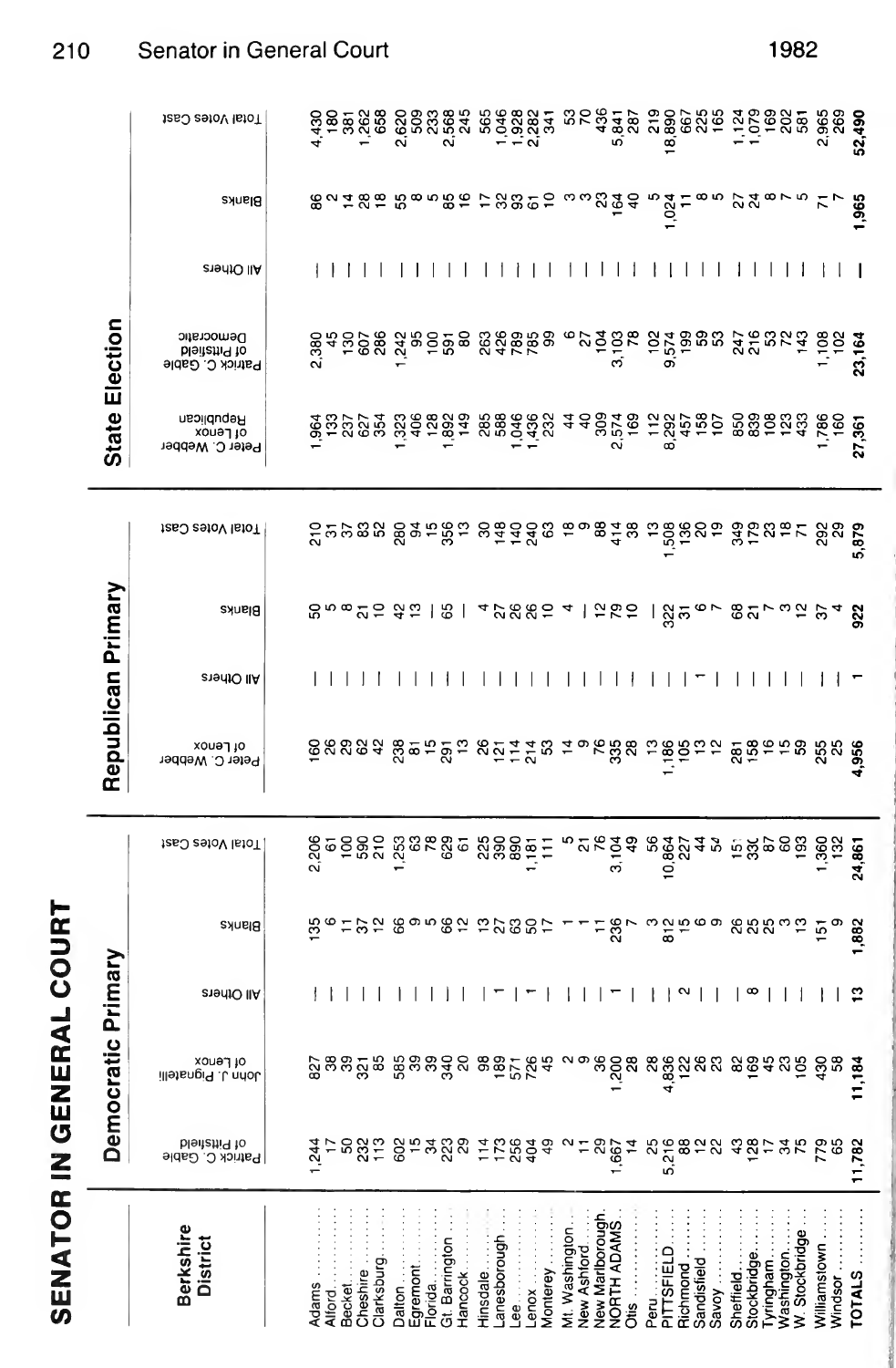# SENATOR IN GENERAL COURT

## Senator in General Court — 1982

| Berkshire District | Democratic Primary | | | | | Republican Primary | | | | State Election | | | | |
|---|---|---|---|---|---|---|---|---|---|---|---|---|---|---|
| | Patrick C. Gable of Pittsfield | John J. Pignatelli of Lenox | All Others | Blanks | Total Votes Cast | Peter C. Webber of Lenox | All Others | Blanks | Total Votes Cast | Peter C. Webber of Lenox Republican | Patrick C. Gable of Pittsfield Democratic | All Others | Blanks | Total Votes Cast |
| Adams | 1,244 | 827 | — | 135 | 2,206 | 160 | — | 50 | 210 | 1,964 | 2,380 | — | 86 | 4,430 |
| Alford | 17 | 38 | — | 6 | 61 | 26 | — | 5 | 31 | 133 | 45 | — | 2 | 180 |
| Becket | 50 | 39 | — | 11 | 100 | 29 | — | 8 | 37 | 237 | 130 | — | 14 | 381 |
| Cheshire | 232 | 321 | — | 37 | 590 | 62 | — | 21 | 83 | 627 | 607 | — | 28 | 1,262 |
| Clarksburg | 113 | 85 | — | 12 | 210 | 42 | — | 10 | 52 | 354 | 286 | — | 18 | 658 |
| Dalton | 602 | 585 | — | 66 | 1,253 | 238 | — | 42 | 280 | 1,323 | 1,242 | — | 55 | 2,620 |
| Egremont | 15 | 39 | — | 9 | 63 | 81 | — | 13 | 94 | 406 | 95 | — | 8 | 509 |
| Florida | 34 | 39 | — | 5 | 78 | 15 | — | — | 15 | 128 | 100 | — | 5 | 233 |
| Gt. Barrington | 223 | 340 | — | 66 | 629 | 291 | — | 65 | 356 | 1,892 | 591 | — | 85 | 2,568 |
| Hancock | 29 | 20 | — | 12 | 61 | 13 | — | — | 13 | 149 | 80 | — | 16 | 245 |
| Hinsdale | 114 | 98 | — | 13 | 225 | 26 | — | 4 | 30 | 285 | 263 | — | 17 | 565 |
| Lanesborough | 173 | 189 | 1 | 27 | 390 | 121 | — | 27 | 148 | 588 | 426 | — | 32 | 1,046 |
| Lee | 256 | 571 | — | 63 | 890 | 114 | — | 26 | 140 | 1,046 | 789 | — | 93 | 1,928 |
| Lenox | 404 | 726 | 1 | 50 | 1,181 | 214 | — | 26 | 240 | 1,436 | 785 | — | 61 | 2,282 |
| Monterey | 49 | 45 | — | 17 | 111 | 53 | — | 10 | 63 | 232 | 99 | — | 10 | 341 |
| Mt. Washington | 2 | 2 | — | 1 | 5 | 14 | — | 4 | 18 | 44 | 6 | — | 3 | 53 |
| New Ashford | 11 | 9 | — | 1 | 21 | 9 | — | — | 9 | 40 | 27 | — | 3 | 70 |
| New Marlborough | 29 | 36 | — | 11 | 76 | 76 | — | 12 | 88 | 309 | 104 | — | 23 | 436 |
| NORTH ADAMS | 1,667 | 1,200 | 1 | 236 | 3,104 | 335 | — | 79 | 414 | 2,574 | 3,103 | — | 164 | 5,841 |
| Otis | 14 | 28 | — | 7 | 49 | 28 | — | 10 | 38 | 169 | 78 | — | 40 | 287 |
| Peru | 25 | 28 | — | 3 | 56 | 13 | — | — | 13 | 112 | 102 | — | 5 | 219 |
| PITTSFIELD | 5,216 | 4,836 | — | 812 | 10,864 | 1,186 | — | 322 | 1,508 | 8,292 | 9,574 | — | 1,024 | 18,890 |
| Richmond | 88 | 122 | 2 | 15 | 227 | 105 | — | 31 | 136 | 457 | 199 | — | 11 | 667 |
| Sandisfield | 12 | 26 | — | 6 | 44 | 13 | 1 | 6 | 20 | 158 | 59 | — | 8 | 225 |
| Savoy | 22 | 23 | — | 9 | 54 | 12 | — | 7 | 19 | 107 | 53 | — | 5 | 165 |
| Sheffield | 43 | 82 | — | 26 | 151 | 281 | — | 68 | 349 | 850 | 247 | — | 27 | 1,124 |
| Stockbridge | 128 | 169 | 8 | 25 | 330 | 158 | — | 21 | 179 | 839 | 216 | — | 24 | 1,079 |
| Tyringham | 17 | 45 | — | 25 | 87 | 16 | — | 7 | 23 | 108 | 53 | — | 8 | 169 |
| Washington | 34 | 23 | — | 3 | 60 | 15 | — | 3 | 18 | 123 | 72 | — | 7 | 202 |
| W. Stockbridge | 75 | 105 | — | 13 | 193 | 59 | — | 12 | 71 | 433 | 143 | — | 5 | 581 |
| Williamstown | 779 | 430 | — | 151 | 1,360 | 255 | — | 37 | 292 | 1,786 | 1,108 | — | 71 | 2,965 |
| Windsor | 65 | 58 | — | 9 | 132 | 25 | — | 4 | 29 | 160 | 102 | — | 7 | 269 |
| TOTALS | 11,782 | 11,184 | 13 | 1,882 | 24,861 | 4,956 | 1 | 922 | 5,879 | 27,361 | 23,164 | — | 1,965 | 52,490 |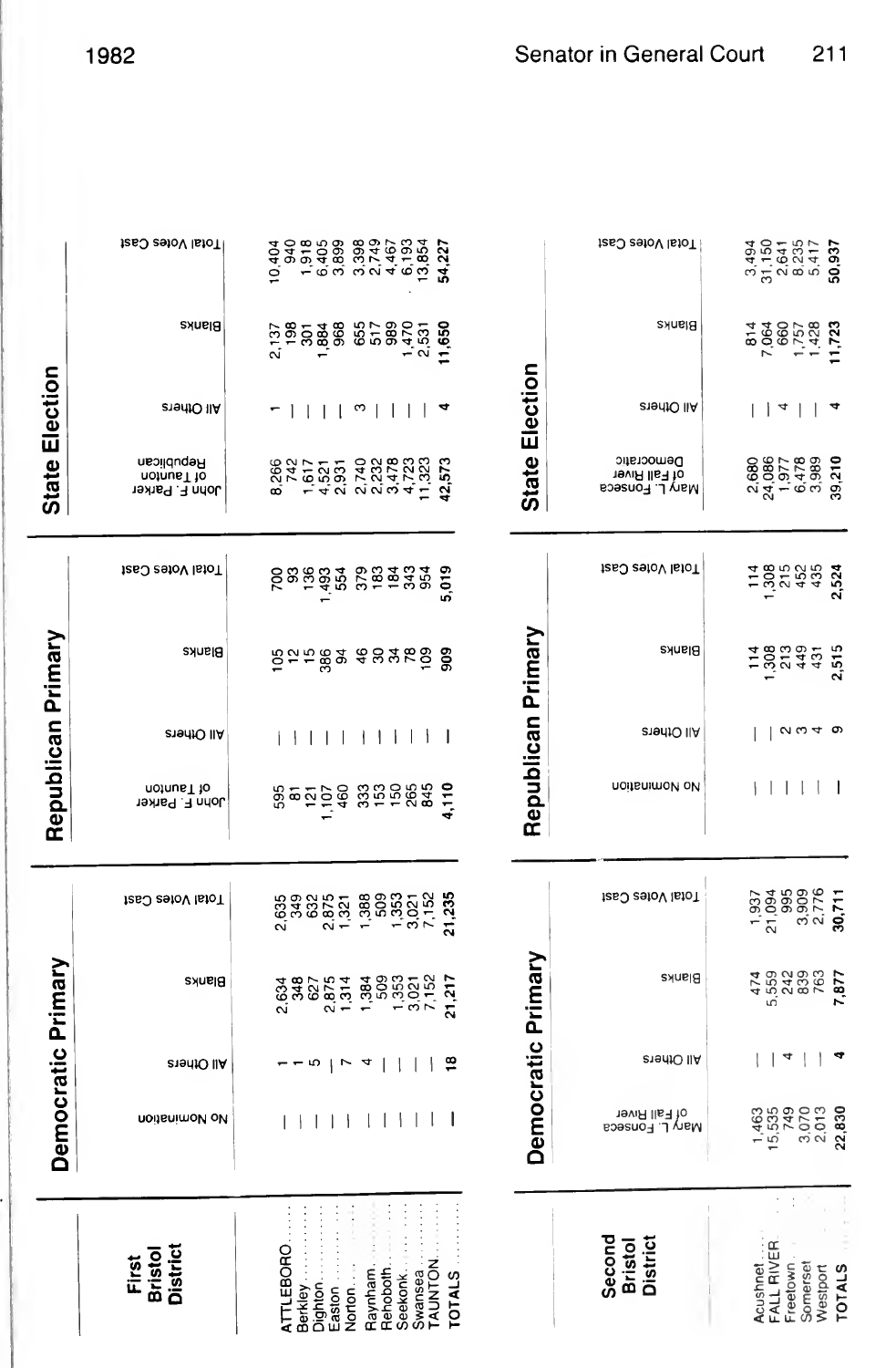## Senator in General Court

### First Bristol District

| First Bristol District | Democratic Primary | | | | Republican Primary | | | | State Election | | | |
|---|---|---|---|---|---|---|---|---|---|---|---|---|
| | No Nomination | All Others | Blanks | Total Votes Cast | John F. Parker of Taunton | All Others | Blanks | Total Votes Cast | John F. Parker of Taunton Republican | All Others | Blanks | Total Votes Cast |
| ATTLEBORO | – | 1 | 2,634 | 2,635 | 595 | – | 105 | 700 | 8,266 | 1 | 2,137 | 10,404 |
| Berkley | – | 1 | 348 | 349 | 81 | – | 12 | 93 | 742 | – | 198 | 940 |
| Dighton | – | 5 | 627 | 632 | 121 | – | 15 | 136 | 1,617 | – | 301 | 1,918 |
| Easton | – | – | 2,875 | 2,875 | 1,107 | – | 386 | 1,493 | 4,521 | – | 1,884 | 6,405 |
| Norton | – | 7 | 1,314 | 1,321 | 460 | – | 94 | 554 | 2,931 | – | 968 | 3,899 |
| Raynham | – | 4 | 1,384 | 1,388 | 333 | – | 46 | 379 | 2,740 | 3 | 655 | 3,398 |
| Rehoboth | – | – | 509 | 509 | 153 | – | 30 | 183 | 2,232 | – | 517 | 2,749 |
| Seekonk | – | – | 1,353 | 1,353 | 150 | – | 34 | 184 | 3,478 | – | 989 | 4,467 |
| Swansea | – | – | 3,021 | 3,021 | 265 | – | 78 | 343 | 4,723 | – | 1,470 | 6,193 |
| TAUNTON | – | – | 7,152 | 7,152 | 845 | – | 109 | 954 | 11,323 | – | 2,531 | 13,854 |
| TOTALS | – | 18 | 21,217 | 21,235 | 4,110 | – | 909 | 5,019 | 42,573 | 4 | 11,650 | 54,227 |

### Second Bristol District

| Second Bristol District | Democratic Primary | | | | Republican Primary | | | | State Election | | | |
|---|---|---|---|---|---|---|---|---|---|---|---|---|
| | Mary L. Fonseca of Fall River | All Others | Blanks | Total Votes Cast | No Nomination | All Others | Blanks | Total Votes Cast | Mary L. Fonseca of Fall River Democratic | All Others | Blanks | Total Votes Cast |
| Acushnet | 1,463 | – | 474 | 1,937 | – | – | 114 | 114 | 2,680 | – | 814 | 3,494 |
| FALL RIVER | 15,535 | – | 5,559 | 21,094 | – | – | 1,308 | 1,308 | 24,086 | – | 7,064 | 31,150 |
| Freetown | 749 | 4 | 242 | 995 | – | 2 | 213 | 215 | 1,977 | 4 | 660 | 2,641 |
| Somerset | 3,070 | – | 839 | 3,909 | – | 3 | 449 | 452 | 6,478 | – | 1,757 | 8,235 |
| Westport | 2,013 | – | 763 | 2,776 | – | 4 | 431 | 435 | 3,989 | – | 1,428 | 5,417 |
| TOTALS | 22,830 | 4 | 7,877 | 30,711 | – | 9 | 2,515 | 2,524 | 39,210 | 4 | 11,723 | 50,937 |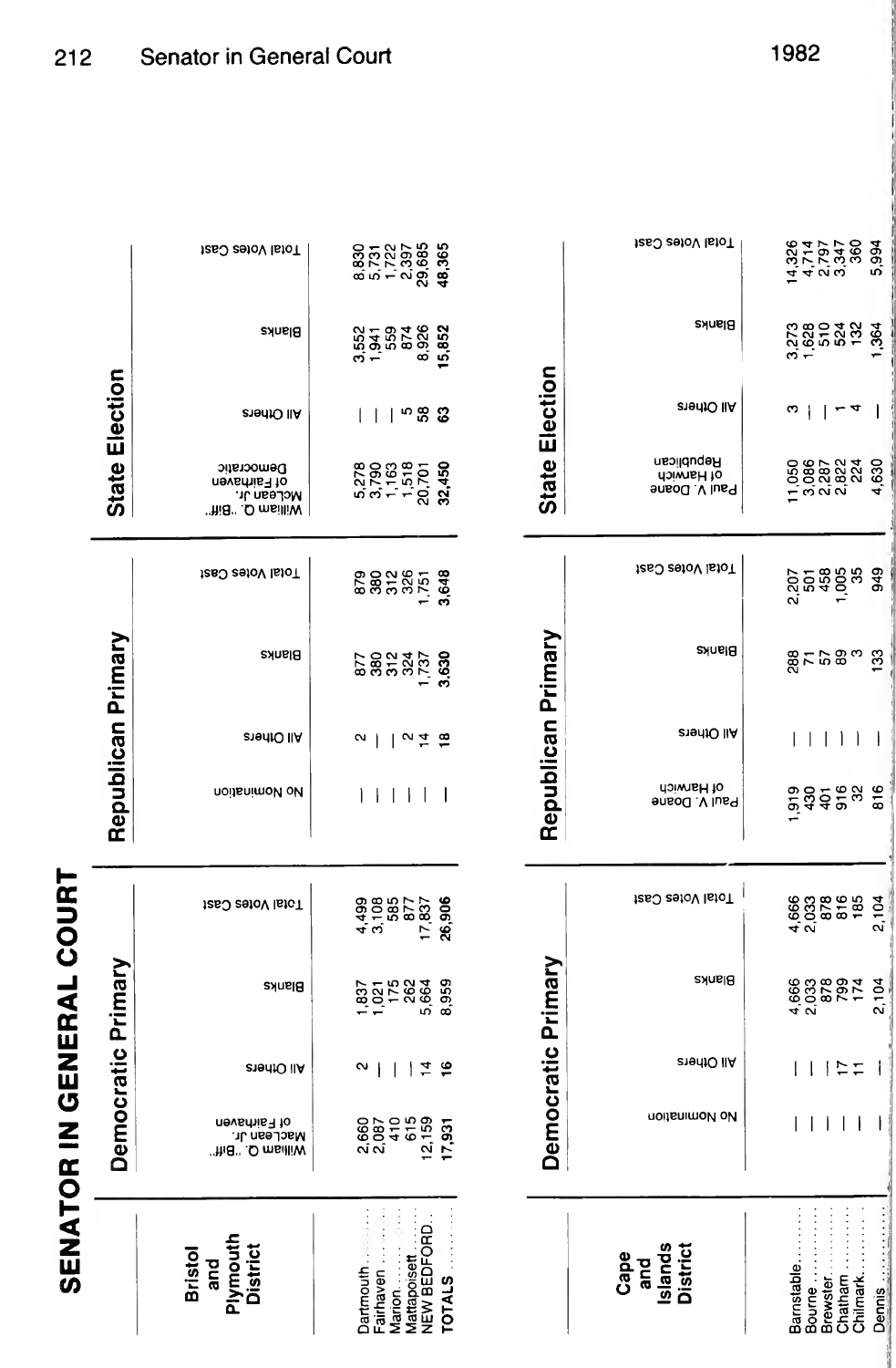# SENATOR IN GENERAL COURT

| Bristol and Plymouth District | Democratic Primary | | | | Republican Primary | | | | State Election | | | |
|---|---|---|---|---|---|---|---|---|---|---|---|---|
| | William Q. "Biff" MacLean Jr. of Fairhaven | All Others | Blanks | Total Votes Cast | No Nomination | All Others | Blanks | Total Votes Cast | William Q. "Biff" MacLean Jr. of Fairhaven Democratic | All Others | Blanks | Total Votes Cast |
| Dartmouth | 2,660 | 2 | 1,837 | 4,499 | — | 2 | 877 | 879 | 5,278 | — | 3,552 | 8,830 |
| Fairhaven | 2,087 | — | 1,021 | 3,108 | — | — | 380 | 380 | 3,790 | — | 1,941 | 5,731 |
| Marion | 410 | — | 175 | 585 | — | — | 312 | 312 | 1,163 | — | 559 | 1,722 |
| Mattapoisett | 615 | — | 262 | 877 | — | 2 | 324 | 326 | 1,518 | 5 | 874 | 2,397 |
| NEW BEDFORD | 12,159 | 14 | 5,664 | 17,837 | — | 14 | 1,737 | 1,751 | 20,701 | 58 | 8,926 | 29,685 |
| TOTALS | 17,931 | 16 | 8,959 | 26,906 | — | 18 | 3,630 | 3,648 | 32,450 | 63 | 15,852 | 48,365 |

| Cape and Islands District | Democratic Primary | | | | Republican Primary | | | | State Election | | | |
|---|---|---|---|---|---|---|---|---|---|---|---|---|
| | No Nomination | All Others | Blanks | Total Votes Cast | Paul V. Doane of Harwich | All Others | Blanks | Total Votes Cast | Paul V. Doane of Harwich Republican | All Others | Blanks | Total Votes Cast |
| Barnstable | — | — | 4,666 | 4,666 | 1,919 | — | 288 | 2,207 | 11,050 | 3 | 3,273 | 14,326 |
| Bourne | — | — | 2,033 | 2,033 | 430 | — | 71 | 501 | 3,086 | — | 1,628 | 4,714 |
| Brewster | — | — | 878 | 878 | 401 | — | 57 | 458 | 2,287 | — | 510 | 2,797 |
| Chatham | — | 17 | 799 | 816 | 916 | — | 89 | 1,005 | 2,822 | 1 | 524 | 3,347 |
| Chilmark | — | 11 | 174 | 185 | 32 | — | 3 | 35 | 224 | 4 | 132 | 360 |
| Dennis | — | — | 2,104 | 2,104 | 816 | — | 133 | 949 | 4,630 | — | 1,364 | 5,994 |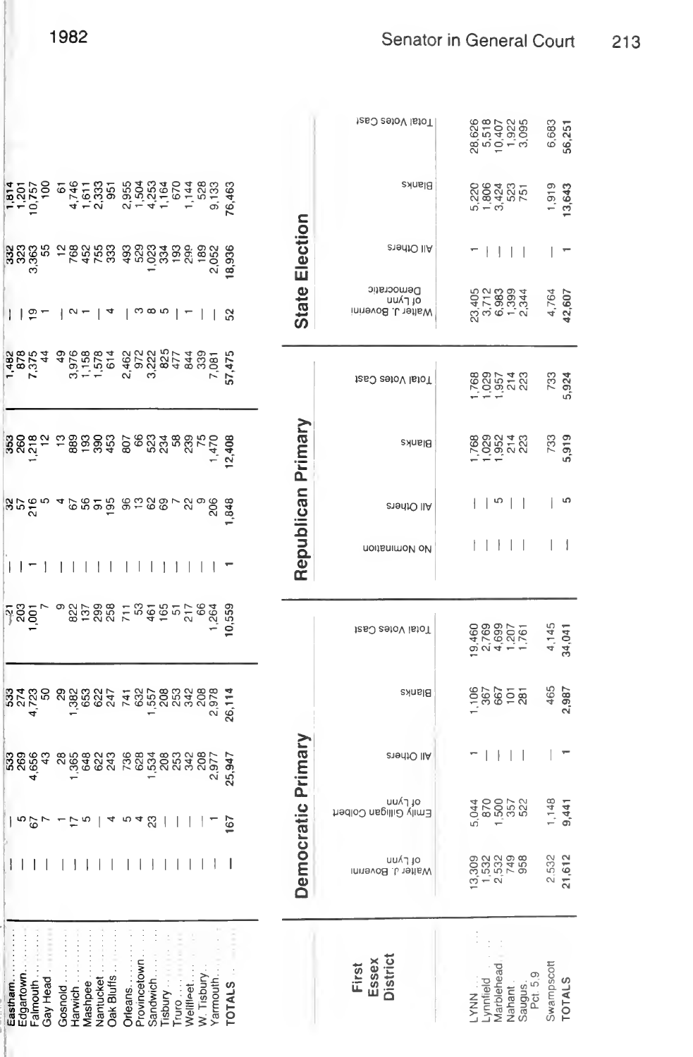| | | | | | | | | | | | | |
|---|---|---|---|---|---|---|---|---|---|---|---|---|
| Eastham | — | — | 533 | 533 | 321 | — | 32 | 353 | 1,482 | — | 332 | 1,814 |
| Edgartown | — | 5 | 269 | 274 | 203 | — | 57 | 260 | 878 | — | 323 | 1,201 |
| Falmouth | — | 67 | 4,656 | 4,723 | 1,001 | 1 | 216 | 1,218 | 7,375 | 19 | 3,363 | 10,757 |
| Gay Head | — | 7 | 43 | 50 | 7 | — | 5 | 12 | 44 | 1 | 55 | 100 |
| Gosnold | — | 1 | 28 | 29 | 9 | — | 4 | 13 | 49 | — | 12 | 61 |
| Harwich | — | 17 | 1,365 | 1,382 | 822 | — | 67 | 889 | 3,976 | 2 | 768 | 4,746 |
| Mashpee | — | 5 | 648 | 653 | 137 | — | 56 | 193 | 1,158 | 1 | 452 | 1,611 |
| Nantucket | — | — | 622 | 622 | 299 | — | 91 | 390 | 1,578 | — | 755 | 2,333 |
| Oak Bluffs | — | 4 | 243 | 247 | 258 | — | 195 | 453 | 614 | 4 | 333 | 951 |
| Orleans | — | 5 | 736 | 741 | 711 | — | 96 | 807 | 2,462 | — | 493 | 2,955 |
| Provincetown | — | 4 | 628 | 632 | 53 | — | 13 | 66 | 972 | 3 | 529 | 1,504 |
| Sandwich | — | 23 | 1,534 | 1,557 | 461 | — | 62 | 523 | 3,222 | 8 | 1,023 | 4,253 |
| Tisbury | — | — | 208 | 208 | 165 | — | 69 | 234 | 825 | 5 | 334 | 1,164 |
| Truro | — | — | 253 | 253 | 51 | — | 7 | 58 | 477 | — | 193 | 670 |
| Wellfleet | — | — | 342 | 342 | 217 | — | 22 | 239 | 844 | 1 | 299 | 1,144 |
| W. Tisbury | — | — | 208 | 208 | 66 | — | 9 | 75 | 339 | — | 189 | 528 |
| Yarmouth | — | 1 | 2,977 | 2,978 | 1,264 | — | 206 | 1,470 | 7,081 | — | 2,052 | 9,133 |
| TOTALS | — | 167 | 25,947 | 26,114 | 10,559 | 1 | 1,848 | 12,408 | 57,475 | 52 | 18,936 | 76,463 |

| First Essex District | Democratic Primary | | | | | Republican Primary | | | | State Election | | | |
|---|---|---|---|---|---|---|---|---|---|---|---|---|---|
| | Walter J. Bovenni of Lynn | Emily Gilligan Colbert of Lynn | All Others | Blanks | Total Votes Cast | No Nomination | All Others | Blanks | Total Votes Cast | Walter J. Bovenni of Lynn Democratic | All Others | Blanks | Total Votes Cast |
| LYNN | 13,309 | 5,044 | 1 | 1,106 | 19,460 | — | — | 1,768 | 1,768 | 23,405 | 1 | 5,220 | 28,626 |
| Lynnfield | 1,532 | 870 | — | 367 | 2,769 | — | — | 1,029 | 1,029 | 3,712 | — | 1,806 | 5,518 |
| Marblehead | 2,532 | 1,500 | — | 667 | 4,699 | — | 5 | 1,952 | 1,957 | 6,983 | — | 3,424 | 10,407 |
| Nahant | 749 | 357 | — | 101 | 1,207 | — | — | 214 | 214 | 1,399 | — | 523 | 1,922 |
| Saugus: Pct. 5, 9 | 958 | 522 | — | 281 | 1,761 | — | — | 223 | 223 | 2,344 | — | 751 | 3,095 |
| Swampscott | 2,532 | 1,148 | — | 465 | 4,145 | — | — | 733 | 733 | 4,764 | — | 1,919 | 6,683 |
| TOTALS | 21,612 | 9,441 | 1 | 2,987 | 34,041 | — | 5 | 5,919 | 5,924 | 42,607 | 1 | 13,643 | 56,251 |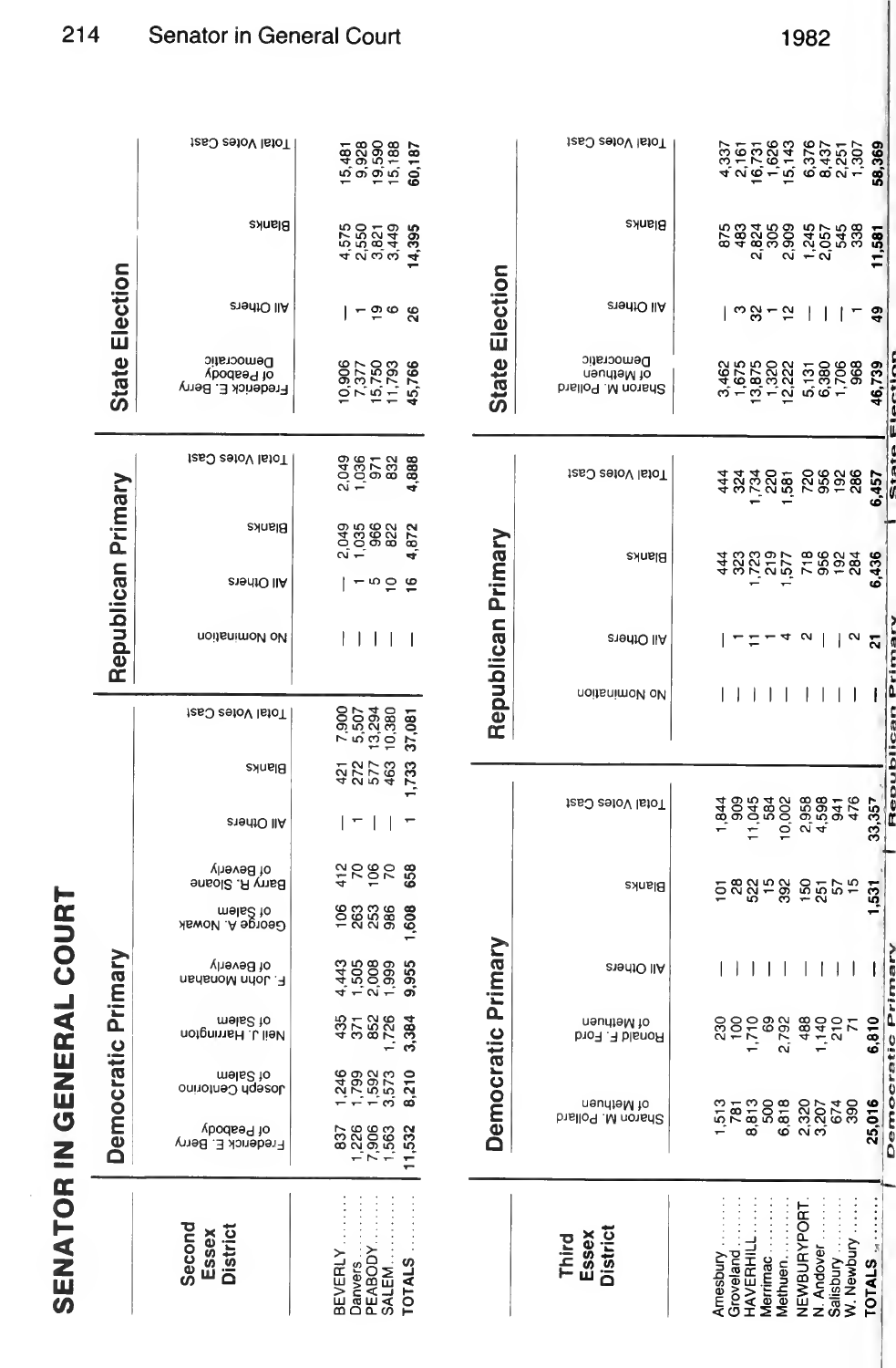# SENATOR IN GENERAL COURT

| Second Essex District | Democratic Primary | | | | | | | | | Republican Primary | | | | State Election | | | |
|---|---|---|---|---|---|---|---|---|---|---|---|---|---|---|---|---|---|
| | Frederick E. Berry of Peabody | Joseph Centorino of Salem | Neil J. Harrington of Salem | F. John Monahan of Beverly | George A. Nowak of Salem | Barry R. Sloane of Beverly | All Others | Blanks | Total Votes Cast | No Nomination | All Others | Blanks | Total Votes Cast | Frederick E. Berry of Peabody Democratic | All Others | Blanks | Total Votes Cast |
| BEVERLY | 837 | 1,246 | 435 | 4,443 | 106 | 412 | — | 421 | 7,900 | — | — | 2,049 | 2,049 | 10,906 | — | 4,575 | 15,481 |
| Danvers | 1,226 | 1,799 | 371 | 1,505 | 263 | 70 | 1 | 272 | 5,507 | — | 1 | 1,035 | 1,036 | 7,377 | 1 | 2,550 | 9,928 |
| PEABODY | 7,906 | 1,592 | 852 | 2,008 | 253 | 106 | — | 577 | 13,294 | — | 5 | 966 | 971 | 15,750 | 19 | 3,821 | 19,590 |
| SALEM | 1,563 | 3,573 | 1,726 | 1,999 | 986 | 70 | — | 463 | 10,380 | — | 10 | 822 | 832 | 11,733 | 6 | 3,449 | 15,188 |
| TOTALS | 11,532 | 8,210 | 3,384 | 9,955 | 1,608 | 658 | 1 | 1,733 | 37,081 | — | 16 | 4,872 | 4,888 | 45,766 | 26 | 14,395 | 60,187 |

| Third Essex District | Democratic Primary | | | | | Republican Primary | | | | State Election | | | |
|---|---|---|---|---|---|---|---|---|---|---|---|---|---|
| | Sharon M. Pollard of Methuen | Ronald F. Ford of Methuen | All Others | Blanks | Total Votes Cast | No Nomination | All Others | Blanks | Total Votes Cast | Sharon M. Pollard of Methuen Democratic | All Others | Blanks | Total Votes Cast |
| Amesbury | 1,513 | 230 | — | 101 | 1,844 | — | — | 444 | 444 | 3,462 | — | 875 | 4,337 |
| Groveland | 781 | 100 | — | 28 | 909 | — | 1 | 323 | 324 | 1,675 | 3 | 483 | 2,161 |
| HAVERHILL | 8,813 | 1,710 | — | 522 | 11,045 | — | 11 | 1,723 | 1,734 | 13,875 | 32 | 2,824 | 16,731 |
| Merrimac | 500 | 69 | — | 15 | 584 | — | 1 | 219 | 220 | 1,320 | 1 | 305 | 1,626 |
| Methuen | 6,818 | 2,792 | — | 392 | 10,002 | — | 4 | 1,577 | 1,581 | 12,222 | 12 | 2,909 | 15,143 |
| NEWBURYPORT | 2,320 | 488 | — | 150 | 2,958 | — | 2 | 718 | 720 | 5,131 | — | 1,245 | 6,376 |
| N. Andover | 3,207 | 1,140 | — | 251 | 4,598 | — | — | 956 | 956 | 6,380 | — | 2,057 | 8,437 |
| Salisbury | 674 | 210 | — | 57 | 941 | — | — | 192 | 192 | 1,706 | — | 545 | 2,251 |
| W. Newbury | 390 | 71 | — | 15 | 476 | — | 2 | 284 | 286 | 968 | 1 | 338 | 1,307 |
| TOTALS | 25,016 | 6,810 | — | 1,531 | 33,357 | — | 21 | 6,436 | 6,457 | 46,739 | 49 | 11,581 | 58,369 |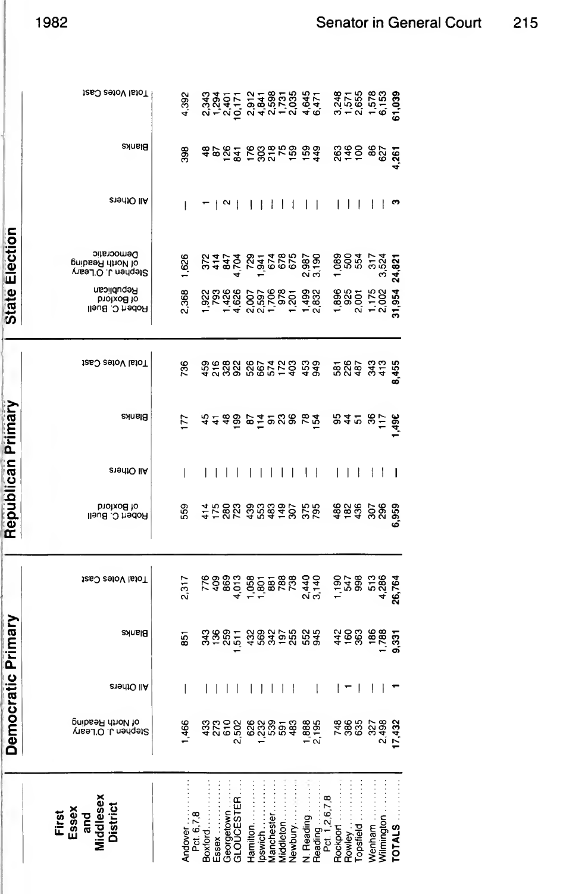# Senator in General Court

| First Essex and Middlesex District | Democratic Primary | | | | Republican Primary | | | | State Election | | | | |
|---|---|---|---|---|---|---|---|---|---|---|---|---|---|
| | Stephen J. O'Leary of North Reading | All Others | Blanks | Total Votes Cast | Robert C. Buell of Boxford | All Others | Blanks | Total Votes Cast | Robert C. Buell of Boxford Republican | Stephen J. O'Leary of North Reading Democratic | All Others | Blanks | Total Votes Cast |
| Andover Pct. 6,7,8 | 1,466 | — | 851 | 2,317 | 559 | — | 177 | 736 | 2,368 | 1,626 | — | 398 | 4,392 |
| Boxford | 433 | — | 343 | 776 | 414 | — | 45 | 459 | 1,922 | 372 | 1 | 48 | 2,343 |
| Essex | 273 | — | 136 | 409 | 175 | — | 41 | 216 | 793 | 414 | — | 87 | 1,294 |
| Georgetown | 610 | — | 259 | 869 | 280 | — | 48 | 328 | 1,426 | 847 | 2 | 126 | 2,401 |
| GLOUCESTER | 2,502 | — | 1,511 | 4,013 | 723 | — | 199 | 922 | 4,626 | 4,704 | — | 841 | 10,171 |
| Hamilton | 626 | — | 432 | 1,058 | 439 | — | 87 | 526 | 2,007 | 729 | — | 176 | 2,912 |
| Ipswich | 1,232 | — | 569 | 1,801 | 553 | — | 114 | 667 | 2,597 | 1,941 | — | 303 | 4,841 |
| Manchester | 539 | — | 342 | 881 | 483 | — | 91 | 574 | 1,706 | 674 | — | 218 | 2,598 |
| Middleton | 591 | — | 197 | 788 | 149 | — | 23 | 172 | 978 | 678 | — | 75 | 1,731 |
| Newbury | 483 | — | 255 | 738 | 307 | — | 96 | 403 | 1,201 | 675 | — | 159 | 2,035 |
| N. Reading | 1,888 | | 552 | 2,440 | 375 | — | 78 | 453 | 1,499 | 2,987 | — | 159 | 4,645 |
| Reading Pct. 1,2,6,7,8 | 2,195 | — | 945 | 3,140 | 795 | — | 154 | 949 | 2,832 | 3,190 | — | 449 | 6,471 |
| Rockport | 748 | — | 442 | 1,190 | 486 | — | 95 | 581 | 1,896 | 1,089 | — | 263 | 3,248 |
| Rowley | 386 | 1 | 160 | 547 | 182 | — | 44 | 226 | 925 | 500 | — | 146 | 1,571 |
| Topsfield | 635 | — | 363 | 998 | 436 | — | 51 | 487 | 2,001 | 554 | — | 100 | 2,655 |
| Wenham | 327 | — | 186 | 513 | 307 | — | 36 | 343 | 1,175 | 317 | — | 86 | 1,578 |
| Wilmington | 2,498 | — | 1,788 | 4,286 | 296 | — | 117 | 413 | 2,002 | 3,524 | — | 627 | 6,153 |
| TOTALS | 17,432 | 1 | 9,331 | 26,764 | 6,959 | — | 1,496 | 8,455 | 31,954 | 24,821 | 3 | 4,261 | 61,039 |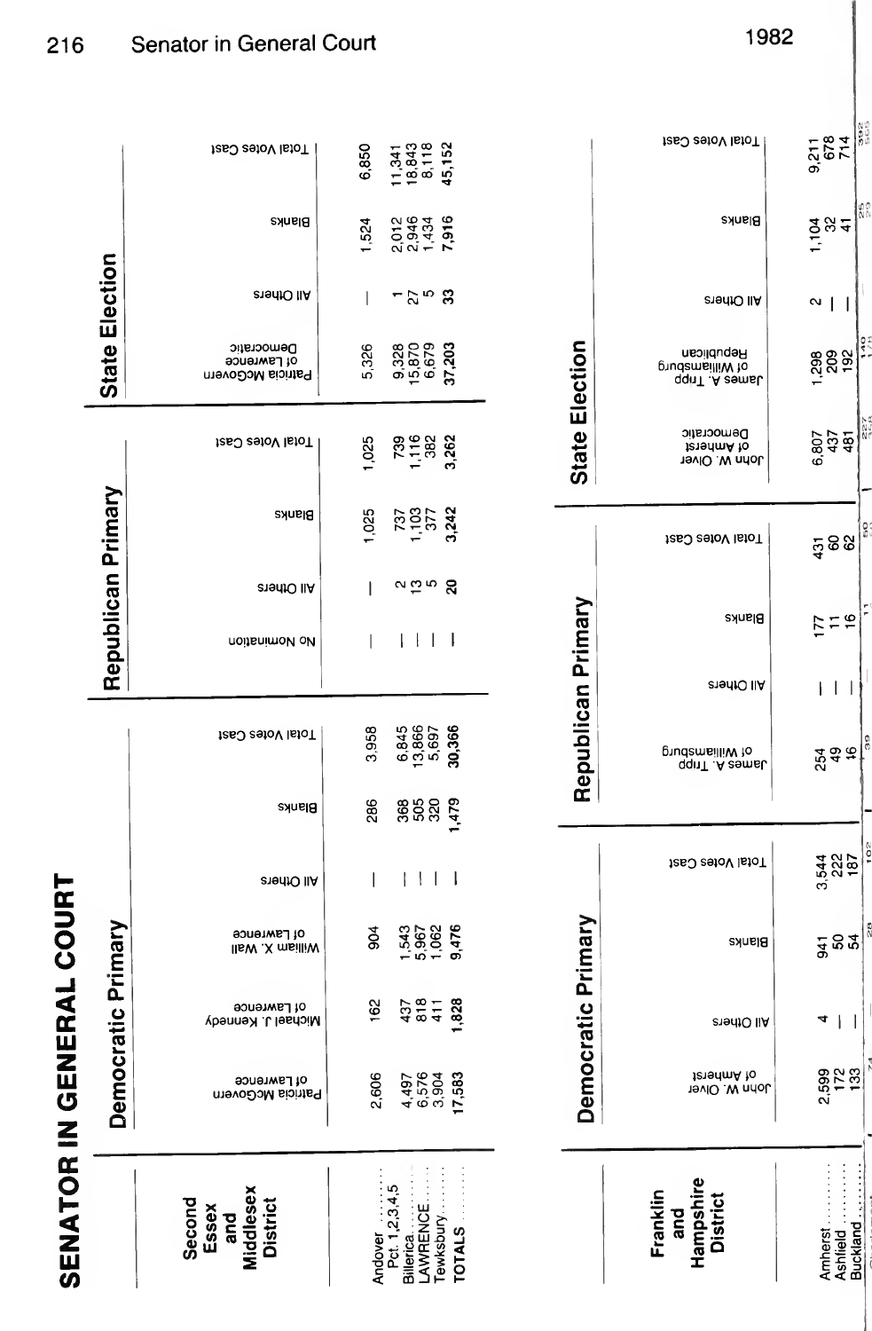# SENATOR IN GENERAL COURT

| Second Essex and Middlesex District | Democratic Primary | | | | | | Republican Primary | | | | State Election | | | |
|---|---|---|---|---|---|---|---|---|---|---|---|---|---|---|
| | Patricia McGovern of Lawrence | Michael J. Kennedy of Lawrence | William X. Wall of Lawrence | All Others | Blanks | Total Votes Cast | No Nomination | All Others | Blanks | Total Votes Cast | Patricia McGovern of Lawrence Democratic | All Others | Blanks | Total Votes Cast |
| Andover Pct. 1,2,3,4,5 | 2,606 | 162 | 904 | — | 286 | 3,958 | — | — | 1,025 | 1,025 | 5,326 | — | 1,524 | 6,850 |
| Billerica | 4,497 | 437 | 1,543 | — | 368 | 6,845 | — | 2 | 737 | 739 | 9,328 | 1 | 2,012 | 11,341 |
| LAWRENCE | 6,576 | 818 | 5,967 | — | 505 | 13,866 | — | 13 | 1,103 | 1,116 | 15,870 | 27 | 2,946 | 18,843 |
| Tewksbury | 3,904 | 411 | 1,062 | — | 320 | 5,697 | — | 5 | 377 | 382 | 6,679 | 5 | 1,434 | 8,118 |
| TOTALS | 17,583 | 1,828 | 9,476 | — | 1,479 | 30,366 | — | 20 | 3,242 | 3,262 | 37,203 | 33 | 7,916 | 45,152 |

| Franklin and Hampshire District | Democratic Primary | | | | Republican Primary | | | | State Election | | | | |
|---|---|---|---|---|---|---|---|---|---|---|---|---|---|
| | John W. Olver of Amherst | All Others | Blanks | Total Votes Cast | James A. Tripp of Williamsburg | All Others | Blanks | Total Votes Cast | John W. Olver of Amherst Democratic | James A. Tripp of Williamsburg Republican | All Others | Blanks | Total Votes Cast |
| Amherst | 2,599 | 4 | 941 | 3,544 | 254 | — | 177 | 431 | 6,807 | 1,298 | 2 | 1,104 | 9,211 |
| Ashfield | 172 | — | 50 | 222 | 49 | — | 11 | 60 | 437 | 209 | — | 32 | 678 |
| Buckland | 133 | — | 54 | 187 | 46 | — | 16 | 62 | 481 | 192 | — | 41 | 714 |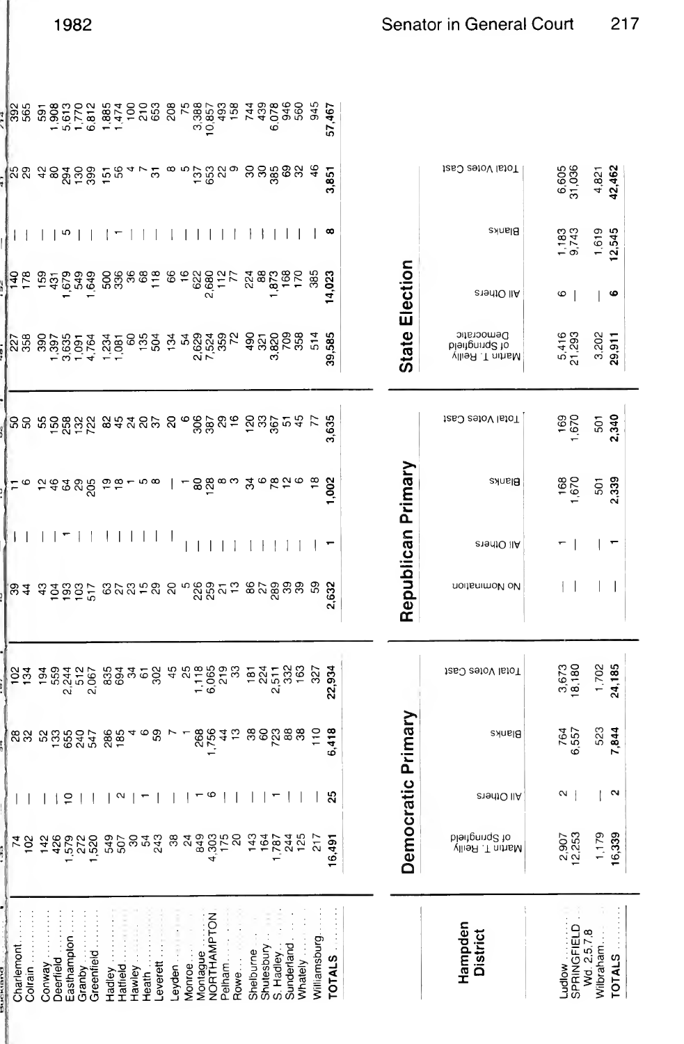| | Democratic Primary | | | | Republican Primary | | | | State Election | | | | |
|---|---|---|---|---|---|---|---|---|---|---|---|---|---|
| | | All Others | Blanks | Total Votes Cast | | All Others | Blanks | Total Votes Cast | | | All Others | Blanks | Total Votes Cast |
| Charlemont | 74 | — | 28 | 102 | 39 | — | 11 | 50 | 227 | 140 | — | 25 | 392 |
| Colrain | 102 | — | 32 | 134 | 44 | — | 6 | 50 | 358 | 178 | — | 29 | 565 |
| Conway | 142 | — | 52 | 194 | 43 | — | 12 | 55 | 390 | 159 | — | 42 | 591 |
| Deerfield | 426 | — | 133 | 559 | 104 | — | 46 | 150 | 1,397 | 431 | — | 80 | 1,908 |
| Easthampton | 1,579 | 10 | 655 | 2,244 | 193 | 1 | 64 | 258 | 3,635 | 1,679 | 5 | 294 | 5,613 |
| Granby | 272 | — | 240 | 512 | 103 | — | 29 | 132 | 1,091 | 549 | — | 130 | 1,770 |
| Greenfield | 1,520 | — | 547 | 2,067 | 517 | — | 205 | 722 | 4,764 | 1,649 | — | 399 | 6,812 |
| Hadley | 549 | — | 286 | 835 | 63 | — | 19 | 82 | 1,234 | 500 | — | 151 | 1,885 |
| Hatfield | 507 | 2 | 185 | 694 | 27 | — | 18 | 45 | 1,081 | 336 | 1 | 56 | 1,474 |
| Hawley | 30 | — | 4 | 34 | 23 | — | 1 | 24 | 60 | 36 | — | 4 | 100 |
| Heath | 54 | 1 | 6 | 61 | 15 | — | 5 | 20 | 135 | 68 | — | 7 | 210 |
| Leverett | 243 | — | 59 | 302 | 29 | — | 8 | 37 | 504 | 118 | — | 31 | 653 |
| Leyden | 38 | — | 7 | 45 | 20 | — | — | 20 | 134 | 66 | — | 8 | 208 |
| Monroe | 24 | — | 1 | 25 | 5 | — | 1 | 6 | 54 | 16 | — | 5 | 75 |
| Montague | 849 | 1 | 268 | 1,118 | 226 | — | 80 | 306 | 2,629 | 622 | — | 137 | 3,388 |
| NORTHAMPTON | 4,303 | 6 | 1,756 | 6,065 | 259 | — | 128 | 387 | 7,524 | 2,680 | — | 653 | 10,857 |
| Pelham | 175 | — | 44 | 219 | 21 | — | 8 | 29 | 359 | 112 | — | 22 | 493 |
| Rowe | 20 | — | 13 | 33 | 13 | — | 3 | 16 | 72 | 77 | — | 9 | 158 |
| Shelburne | 143 | — | 38 | 181 | 86 | — | 34 | 120 | 490 | 224 | — | 30 | 744 |
| Shutesbury | 164 | — | 60 | 224 | 27 | — | 6 | 33 | 321 | 88 | — | 30 | 439 |
| S. Hadley | 1,787 | 1 | 723 | 2,511 | 289 | — | 78 | 367 | 3,820 | 1,873 | — | 385 | 6,078 |
| Sunderland | 244 | — | 88 | 332 | 39 | — | 12 | 51 | 709 | 168 | — | 69 | 946 |
| Whately | 125 | — | 38 | 163 | 39 | — | 6 | 45 | 358 | 170 | — | 32 | 560 |
| Williamsburg | 217 | — | 110 | 327 | 59 | — | 18 | 77 | 514 | 385 | — | 46 | 945 |
| TOTALS | 16,491 | 25 | 6,418 | 22,934 | 2,632 | 1 | 1,002 | 3,635 | 39,585 | 14,023 | 8 | 3,851 | 57,467 |

| Hampden District | Democratic Primary | | | | Republican Primary | | | | State Election | | | |
|---|---|---|---|---|---|---|---|---|---|---|---|---|
| | Martin T. Reilly of Springfield | All Others | Blanks | Total Votes Cast | No Nomination | All Others | Blanks | Total Votes Cast | Martin T. Reilly of Springfield Democratic | All Others | Blanks | Total Votes Cast |
| Ludlow | 2,907 | 2 | 764 | 3,673 | — | 1 | 168 | 169 | 5,416 | 6 | 1,183 | 6,605 |
| SPRINGFIELD Wd. 2,5,7,8 | 12,253 | — | 6,557 | 18,180 | — | — | 1,670 | 1,670 | 21,293 | — | 9,743 | 31,036 |
| Wilbraham | 1,179 | — | 523 | 1,702 | — | — | 501 | 501 | 3,202 | — | 1,619 | 4,821 |
| TOTALS | 16,339 | 2 | 7,844 | 24,185 | — | 1 | 2,339 | 2,340 | 29,911 | 6 | 12,545 | 42,462 |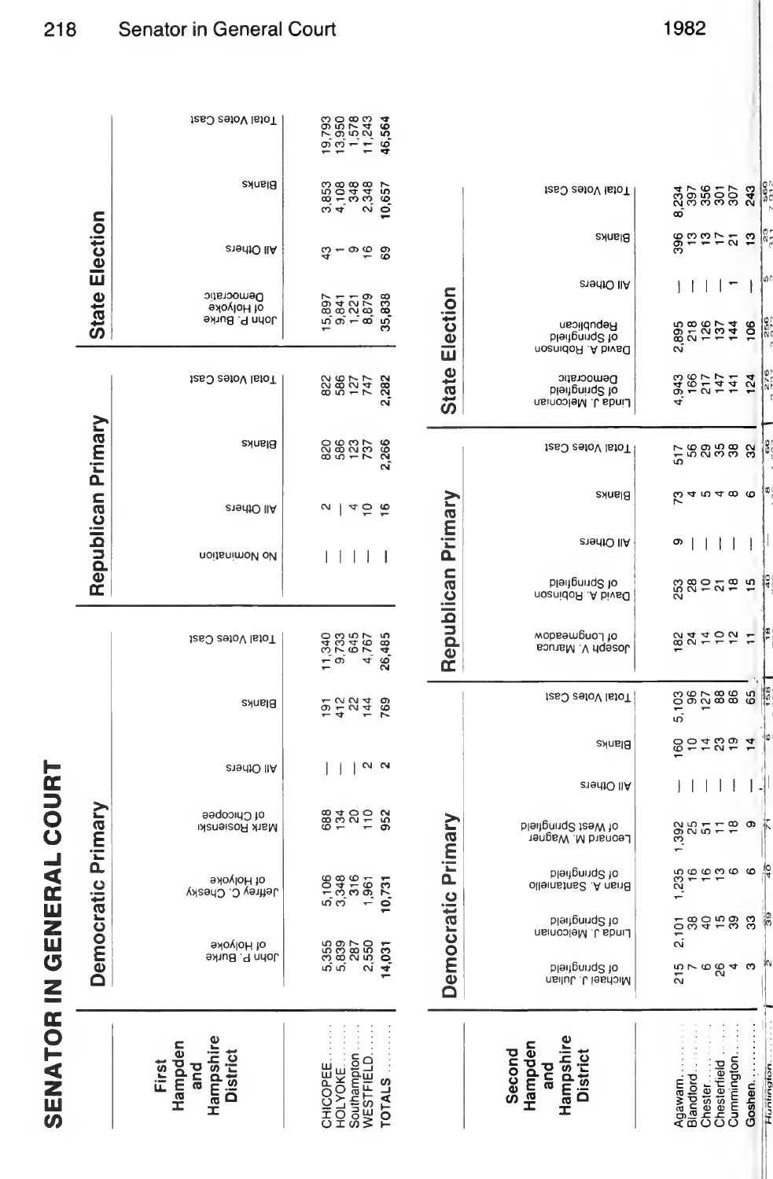## SENATOR IN GENERAL COURT

### First Hampden and Hampshire District

| First Hampden and Hampshire District | Democratic Primary | | | | | | Republican Primary | | | | State Election | | | |
|---|---|---|---|---|---|---|---|---|---|---|---|---|---|---|
| | John P. Burke of Holyoke | Jeffrey C. Chesky of Holyoke | Mark Rosienski of Chicopee | All Others | Blanks | Total Votes Cast | No Nomination | All Others | Blanks | Total Votes Cast | John P. Burke of Holyoke Democratic | All Others | Blanks | Total Votes Cast |
| CHICOPEE | 5,355 | 5,106 | 688 | — | 191 | 11,340 | — | 2 | 820 | 822 | 15,897 | 43 | 3,853 | 19,793 |
| HOLYOKE | 5,839 | 3,348 | 134 | — | 412 | 9,733 | — | — | 586 | 586 | 9,841 | 1 | 4,108 | 13,950 |
| Southampton | 287 | 316 | 20 | — | 22 | 645 | — | 4 | 123 | 127 | 1,221 | 9 | 348 | 1,578 |
| WESTFIELD | 2,550 | 1,961 | 110 | 2 | 144 | 4,767 | — | 10 | 737 | 747 | 8,879 | 16 | 2,348 | 11,243 |
| TOTALS | 14,031 | 10,731 | 952 | 2 | 769 | 26,485 | — | 16 | 2,266 | 2,282 | 35,838 | 69 | 10,657 | 46,564 |

### Second Hampden and Hampshire District

| Second Hampden and Hampshire District | Democratic Primary | | | | | | | Republican Primary | | | | | State Election | | | | |
|---|---|---|---|---|---|---|---|---|---|---|---|---|---|---|---|---|---|
| | Michael J. Julian of Springfield | Linda J. Melconian of Springfield | Brian A. Santaniello of Springfield | Leonard M. Wagner of West Springfield | All Others | Blanks | Total Votes Cast | Joseph V. Marcua of Longmeadow | David A. Robinson of Springfield | All Others | Blanks | Total Votes Cast | Linda J. Melconian of Springfield Democratic | David A. Robinson of Springfield Republican | All Others | Blanks | Total Votes Cast |
| Agawam | 215 | 2,101 | 1,235 | 1,392 | — | 160 | 5,103 | 182 | 253 | 9 | 73 | 517 | 4,943 | 2,895 | — | 396 | 8,234 |
| Blandford | 7 | 38 | 16 | 25 | — | 10 | 96 | 24 | 28 | — | 4 | 56 | 166 | 218 | — | 13 | 397 |
| Chester | 6 | 40 | 16 | 51 | — | 14 | 127 | 14 | 10 | — | 5 | 29 | 217 | 126 | — | 13 | 356 |
| Chesterfield | 26 | 15 | 13 | 11 | — | 23 | 88 | 10 | 21 | — | 4 | 35 | 147 | 137 | — | 17 | 301 |
| Cummington | 4 | 39 | 6 | 18 | — | 19 | 86 | 12 | 18 | — | 8 | 38 | 141 | 144 | 1 | 21 | 307 |
| Goshen | 3 | 33 | 6 | 9 | — | 14 | 65 | 11 | 15 | — | 6 | 32 | 124 | 106 | — | 13 | 243 |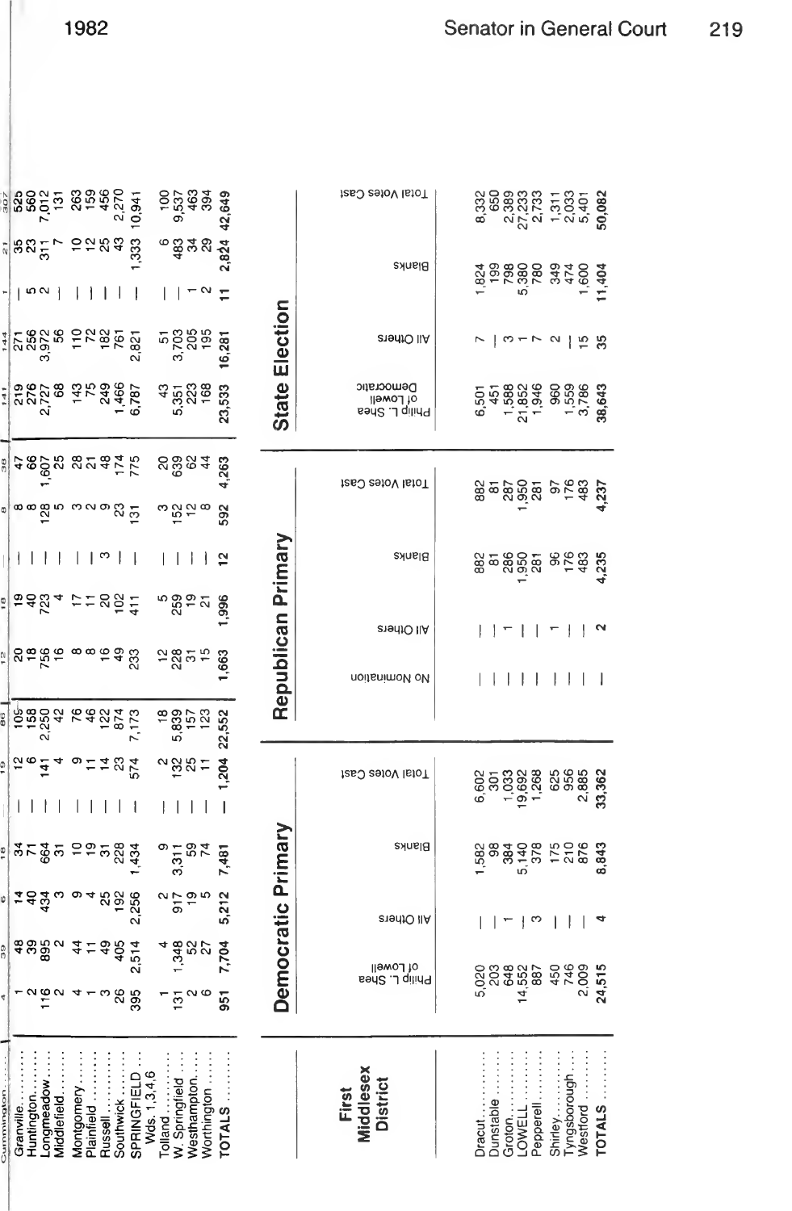| | | | | | | | | | | | | | | | | |
|---|---|---|---|---|---|---|---|---|---|---|---|---|---|---|---|---|
| Cummington | 4 | 39 | 6 | 18 | — | 19 | 86 | 12 | 18 | — | 8 | 38 | 141 | 144 | 1 | 21 | 307 |
| Granville | 1 | 48 | 14 | 34 | — | 12 | 105 | 20 | 19 | — | 8 | 47 | 219 | 271 | — | 35 | 525 |
| Huntington | 2 | 39 | 40 | 71 | — | 6 | 158 | 18 | 40 | — | 8 | 66 | 276 | 256 | 5 | 23 | 560 |
| Longmeadow | 116 | 895 | 434 | 664 | — | 141 | 2,250 | 756 | 723 | — | 128 | 1,607 | 2,727 | 3,972 | 2 | 311 | 7,012 |
| Middlefield | 2 | 2 | 3 | 31 | — | 4 | 42 | 16 | 4 | — | 5 | 25 | 68 | 56 | — | 7 | 131 |
| Montgomery | 4 | 44 | 9 | 10 | — | 9 | 76 | 8 | 17 | — | 3 | 28 | 143 | 110 | — | 10 | 263 |
| Plainfield | 1 | 11 | 4 | 19 | — | 11 | 46 | 8 | 11 | — | 2 | 21 | 75 | 72 | — | 12 | 159 |
| Russell | 3 | 49 | 25 | 31 | — | 14 | 122 | 16 | 20 | 3 | 9 | 48 | 249 | 182 | — | 25 | 456 |
| Southwick | 26 | 405 | 192 | 228 | — | 23 | 874 | 49 | 102 | — | 23 | 174 | 1,466 | 761 | — | 43 | 2,270 |
| SPRINGFIELD Wds. 1,3,4,6 | 395 | 2,514 | 2,256 | 1,434 | — | 574 | 7,173 | 233 | 411 | — | 131 | 775 | 6,787 | 2,821 | — | 1,333 | 10,941 |
| Tolland | 1 | 4 | 2 | 9 | — | 2 | 18 | 12 | 5 | — | 3 | 20 | 43 | 51 | — | 6 | 100 |
| W. Springfield | 131 | 1,348 | 917 | 3,311 | — | 132 | 5,839 | 228 | 259 | — | 152 | 639 | 5,351 | 3,703 | — | 483 | 9,537 |
| Westhampton | 2 | 52 | 19 | 59 | — | 25 | 157 | 31 | 19 | — | 12 | 62 | 223 | 205 | 1 | 34 | 463 |
| Worthington | 6 | 27 | 5 | 74 | — | 11 | 123 | 15 | 21 | — | 8 | 44 | 168 | 195 | 2 | 29 | 394 |
| TOTALS | 951 | 7,704 | 5,212 | 7,481 | — | 1,204 | 22,552 | 1,663 | 1,996 | 12 | 592 | 4,263 | 23,533 | 16,281 | 11 | 2,824 | 42,649 |

## First Middlesex District

| | Democratic Primary | | | | Republican Primary | | | | State Election | | | |
|---|---|---|---|---|---|---|---|---|---|---|---|---|
| First Middlesex District | Philip L. Shea of Lowell | All Others | Blanks | Total Votes Cast | No Nomination | All Others | Blanks | Total Votes Cast | Philip L. Shea of Lowell Democratic | All Others | Blanks | Total Votes Cast |
| Dracut | 5,020 | — | 1,582 | 6,602 | — | — | 882 | 882 | 6,501 | 7 | 1,824 | 8,332 |
| Dunstable | 203 | — | 98 | 301 | — | — | 81 | 81 | 451 | — | 199 | 650 |
| Groton | 648 | 1 | 384 | 1,033 | — | 1 | 286 | 287 | 1,588 | 3 | 798 | 2,389 |
| LOWELL | 14,552 | — | 5,140 | 19,692 | — | — | 1,950 | 1,950 | 21,852 | 1 | 5,380 | 27,233 |
| Pepperell | 887 | 3 | 378 | 1,268 | — | — | 281 | 281 | 1,946 | 7 | 780 | 2,733 |
| Shirley | 450 | — | 175 | 625 | — | 1 | 96 | 97 | 960 | 2 | 349 | 1,311 |
| Tyngsborough | 746 | — | 210 | 956 | — | — | 176 | 176 | 1,559 | — | 474 | 2,033 |
| Westford | 2,009 | — | 876 | 2,885 | — | — | 483 | 483 | 3,786 | 15 | 1,600 | 5,401 |
| TOTALS | 24,515 | 4 | 8,843 | 33,362 | — | 2 | 4,235 | 4,237 | 38,643 | 35 | 11,404 | 50,082 |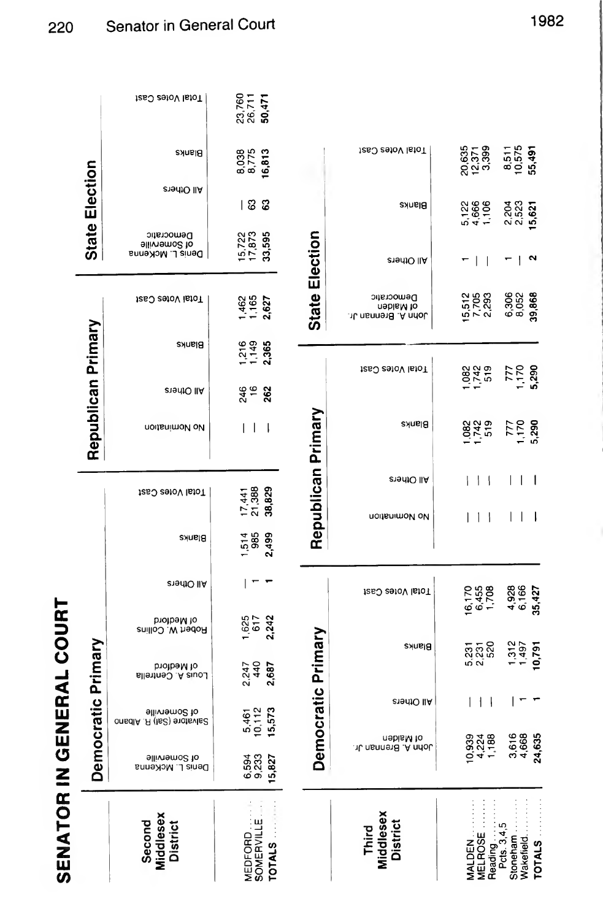# SENATOR IN GENERAL COURT

| Second Middlesex District | Democratic Primary | | | | | | | Republican Primary | | | | State Election | | | |
|---|---|---|---|---|---|---|---|---|---|---|---|---|---|---|---|
| | Denis L. McKenna of Somerville | Salvatore (Sal) R. Albano of Somerville | Louis A. Centrella of Medford | Robert W. Collins of Medford | All Others | Blanks | Total Votes Cast | No Nomination | All Others | Blanks | Total Votes Cast | Denis L. McKenna of Somerville Democratic | All Others | Blanks | Total Votes Cast |
| MEDFORD | 6,594 | 5,461 | 2,247 | 1,625 | — | 1,514 | 17,441 | — | 246 | 1,216 | 1,462 | 15,722 | — | 8,038 | 23,760 |
| SOMERVILLE | 9,233 | 10,112 | 440 | 617 | 1 | 985 | 21,388 | — | 16 | 1,149 | 1,165 | 17,873 | 63 | 8,775 | 26,711 |
| TOTALS | 15,827 | 15,573 | 2,687 | 2,242 | 1 | 2,499 | 38,829 | — | 262 | 2,365 | 2,627 | 33,595 | 63 | 16,813 | 50,471 |

| Third Middlesex District | Democratic Primary | | | | Republican Primary | | | | State Election | | | |
|---|---|---|---|---|---|---|---|---|---|---|---|---|
| | John A. Brennan Jr. of Malden | All Others | Blanks | Total Votes Cast | No Nomination | All Others | Blanks | Total Votes Cast | John A. Brennan Jr. of Malden Democratic | All Others | Blanks | Total Votes Cast |
| MALDEN | 10,939 | — | 5,231 | 16,170 | — | — | 1,082 | 1,082 | 15,512 | 1 | 5,122 | 20,635 |
| MELROSE | 4,224 | — | 2,231 | 6,455 | — | — | 1,742 | 1,742 | 7,705 | — | 4,666 | 12,371 |
| Reading Pcts. 3,4,5 | 1,188 | — | 520 | 1,708 | — | — | 519 | 519 | 2,293 | — | 1,106 | 3,399 |
| Stoneham | 3,616 | — | 1,312 | 4,928 | — | — | 777 | 777 | 6,306 | 1 | 2,204 | 8,511 |
| Wakefield | 4,668 | 1 | 1,497 | 6,166 | — | — | 1,170 | 1,170 | 8,052 | — | 2,523 | 10,575 |
| TOTALS | 24,635 | 1 | 10,791 | 35,427 | — | — | 5,290 | 5,290 | 39,868 | 2 | 15,621 | 55,491 |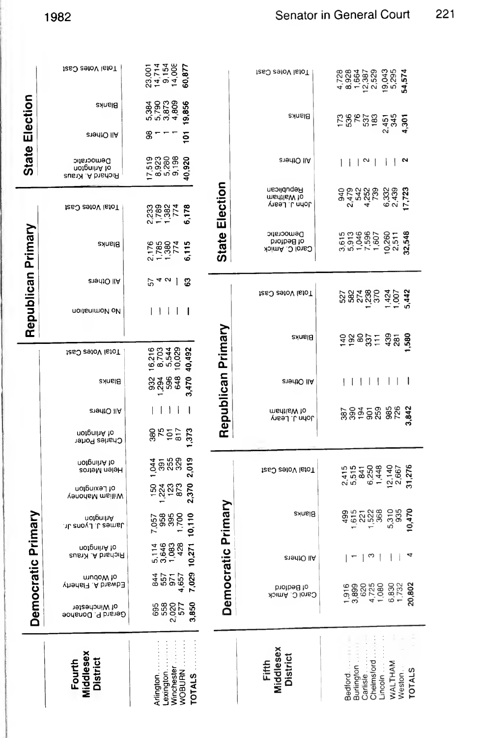## Senator in General Court

### Fourth Middlesex District

| Fourth Middlesex District | Democratic Primary | | | | | | | | | Republican Primary | | | | State Election | | | |
|---|---|---|---|---|---|---|---|---|---|---|---|---|---|---|---|---|---|
| | Gerard P. Donahoe of Winchester | Edward A. Flaherty of Woburn | Richard A. Kraus of Arlington | James J. Lyons Jr. Arlington | William Mahoney of Lexington | Helen Metros of Arlington | Charles Porter of Arlington | All Others | Blanks | Total Votes Cast | No Nomination | All Others | Blanks | Total Votes Cast | Richard A. Kraus of Arlington Democratic | All Others | Blanks | Total Votes Cast |
| Arlington | 695 | 844 | 5,114 | 7,057 | 150 | 1,044 | 380 | — | 932 | 16,216 | — | 57 | 2,176 | 2,233 | 17,519 | 98 | 5,384 | 23,001 |
| Lexington | 558 | 557 | 3,646 | 958 | 1,224 | 391 | 75 | — | 1,294 | 8,703 | — | 4 | 1,785 | 1,789 | 8,923 | 1 | 5,790 | 14,714 |
| Winchester | 2,020 | 971 | 1,083 | 395 | 123 | 255 | 101 | — | 596 | 5,544 | — | 2 | 1,380 | 1,382 | 5,280 | 1 | 3,873 | 9,154 |
| WOBURN | 577 | 4,657 | 428 | 1,700 | 873 | 329 | 817 | — | 648 | 10,029 | — | — | 774 | 774 | 9,198 | 1 | 4,809 | 14,008 |
| TOTALS | 3,850 | 7,029 | 10,271 | 10,110 | 2,370 | 2,019 | 1,373 | — | 3,470 | 40,492 | — | 63 | 6,115 | 6,178 | 40,920 | 101 | 19,856 | 60,877 |

### Fifth Middlesex District

| Fifth Middlesex District | Democratic Primary | | | | Republican Primary | | | | State Election | | | | |
|---|---|---|---|---|---|---|---|---|---|---|---|---|---|
| | Carol C. Amick of Bedford | All Others | Blanks | Total Votes Cast | John J. Leary of Waltham | All Others | Blanks | Total Votes Cast | Carol C. Amick of Bedford Democratic | John J. Leary of Waltham Republican | All Others | Blanks | Total Votes Cast |
| Bedford | 1,916 | — | 499 | 2,415 | 387 | — | 140 | 527 | 3,615 | 940 | — | 173 | 4,728 |
| Burlington | 3,899 | 1 | 1,615 | 5,515 | 390 | — | 192 | 582 | 5,913 | 2,479 | — | 536 | 8,928 |
| Carlisle | 620 | — | 221 | 841 | 194 | — | 80 | 274 | 1,046 | 542 | — | 76 | 1,664 |
| Chelmsford | 4,725 | 3 | 1,522 | 6,250 | 901 | — | 337 | 1,238 | 7,596 | 4,252 | 2 | 537 | 12,387 |
| Lincoln | 1,080 | — | 368 | 1,448 | 259 | — | 111 | 370 | 1,607 | 739 | — | 183 | 2,529 |
| WALTHAM | 6,830 | — | 5,310 | 12,140 | 985 | — | 439 | 1,424 | 10,260 | 6,332 | — | 2,451 | 19,043 |
| Weston | 1,732 | — | 935 | 2,667 | 726 | — | 281 | 1,007 | 2,511 | 2,439 | — | 345 | 5,295 |
| TOTALS | 20,802 | 4 | 10,470 | 31,276 | 3,842 | — | 1,580 | 5,442 | 32,548 | 17,723 | 2 | 4,301 | 54,574 |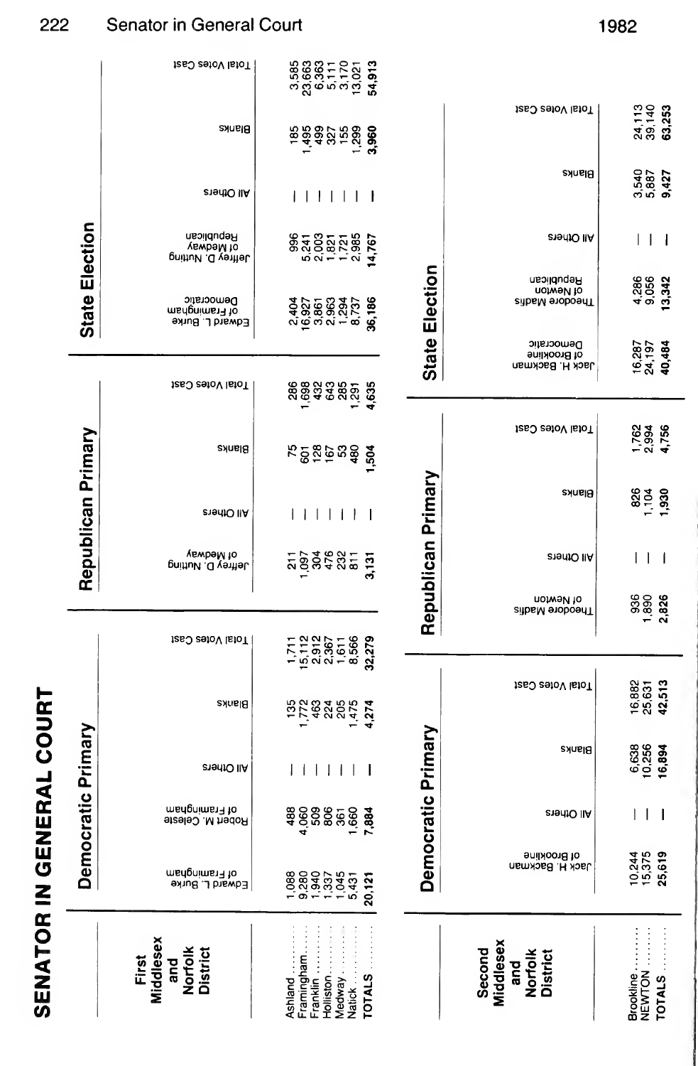# SENATOR IN GENERAL COURT

| First Middlesex and Norfolk District | Democratic Primary | | | | | Republican Primary | | | | State Election | | | | |
|---|---|---|---|---|---|---|---|---|---|---|---|---|---|---|
| | Edward L. Burke of Framingham | Robert M. Celeste of Framingham | All Others | Blanks | Total Votes Cast | Jeffrey D. Nutting of Medway | All Others | Blanks | Total Votes Cast | Edward L. Burke of Framingham Democratic | Jeffrey D. Nutting of Medway Republican | All Others | Blanks | Total Votes Cast |
| Ashland | 1,088 | 488 | — | 135 | 1,711 | 211 | — | 75 | 286 | 2,404 | 996 | — | 185 | 3,585 |
| Framingham | 9,280 | 4,060 | — | 1,772 | 15,112 | 1,097 | — | 601 | 1,698 | 16,927 | 5,241 | — | 1,495 | 23,663 |
| Franklin | 1,940 | 509 | — | 463 | 2,912 | 304 | — | 128 | 432 | 3,861 | 2,003 | — | 499 | 6,363 |
| Holliston | 1,337 | 806 | — | 224 | 2,367 | 476 | — | 167 | 643 | 2,963 | 1,821 | — | 327 | 5,111 |
| Medway | 1,045 | 361 | — | 205 | 1,611 | 232 | — | 53 | 285 | 1,294 | 1,721 | — | 155 | 3,170 |
| Natick | 5,431 | 1,660 | — | 1,475 | 8,566 | 811 | — | 480 | 1,291 | 8,737 | 2,985 | — | 1,299 | 13,021 |
| TOTALS | 20,121 | 7,884 | — | 4,274 | 32,279 | 3,131 | — | 1,504 | 4,635 | 36,186 | 14,767 | — | 3,960 | 54,913 |

| Second Middlesex and Norfolk District | Democratic Primary | | | | Republican Primary | | | | State Election | | | | |
|---|---|---|---|---|---|---|---|---|---|---|---|---|---|
| | Jack H. Backman of Brookline | All Others | Blanks | Total Votes Cast | Theodore Madis of Newton | All Others | Blanks | Total Votes Cast | Jack H. Backman of Brookline Democratic | Theodore Madis of Newton Republican | All Others | Blanks | Total Votes Cast |
| Brookline | 10,244 | — | 6,638 | 16,882 | 936 | — | 826 | 1,762 | 16,287 | 4,286 | — | 3,540 | 24,113 |
| NEWTON | 15,375 | — | 10,256 | 25,631 | 1,890 | — | 1,104 | 2,994 | 24,197 | 9,056 | — | 5,887 | 39,140 |
| TOTALS | 25,619 | — | 16,894 | 42,513 | 2,826 | — | 1,930 | 4,756 | 40,484 | 13,342 | — | 9,427 | 63,253 |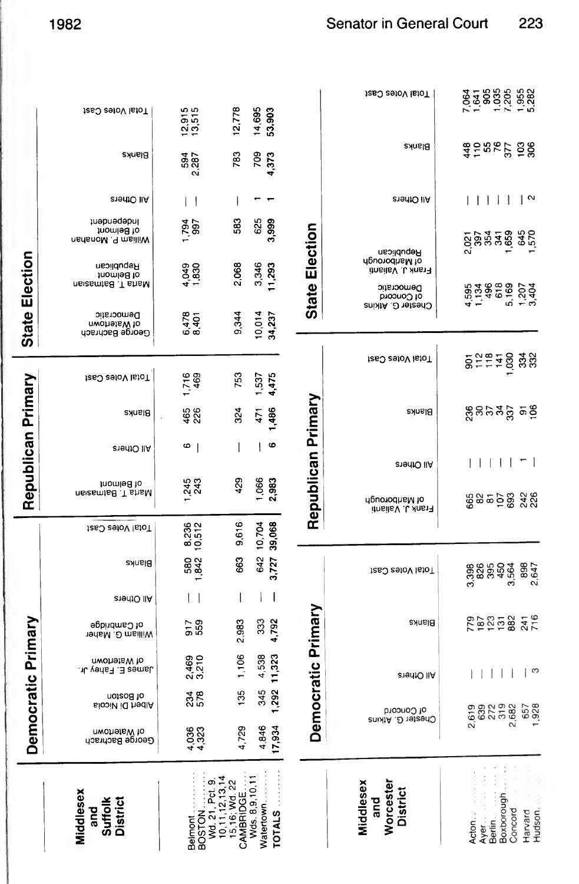## Middlesex and Suffolk District

| Middlesex and Suffolk District | Democratic Primary | | | | | | | Republican Primary | | | | State Election | | | | | |
|---|---|---|---|---|---|---|---|---|---|---|---|---|---|---|---|---|---|
| | George Bachrach of Watertown | Albert Di Nicola of Boston | James E. Fahey Jr. of Watertown | William G. Maher of Cambridge | All Others | Blanks | Total Votes Cast | Marta T. Batmasian of Belmont | All Others | Blanks | Total Votes Cast | George Bachrach of Watertown Democratic | Marta T. Batmasian of Belmont Republican | William P. Monahan of Belmont Independent | All Others | Blanks | Total Votes Cast |
| Belmont | 4,036 | 234 | 2,469 | 917 | — | 580 | 8,236 | 1,245 | 6 | 465 | 1,716 | 6,478 | 4,049 | 1,794 | — | 594 | 12,915 |
| BOSTON Wd. 21, Pct. 9, 10,11,12,13,14 15,16; Wd. 22 | 4,323 | 578 | 3,210 | 559 | — | 1,842 | 10,512 | 243 | — | 226 | 469 | 8,401 | 1,830 | 997 | — | 2,287 | 13,515 |
| CAMBRIDGE Wds. 8,9,10,11 | 4,729 | 135 | 1,106 | 2,983 | — | 663 | 9,616 | 429 | — | 324 | 753 | 9,344 | 2,068 | 583 | — | 783 | 12,778 |
| Watertown | 4,846 | 345 | 4,538 | 333 | — | 642 | 10,704 | 1,066 | — | 471 | 1,537 | 10,014 | 3,346 | 625 | 1 | 709 | 14,695 |
| TOTALS | 17,934 | 1,292 | 11,323 | 4,792 | — | 3,727 | 39,068 | 2,983 | 6 | 1,486 | 4,475 | 34,237 | 11,293 | 3,999 | 1 | 4,373 | 53,903 |

## Middlesex and Worcester District

| Middlesex and Worcester District | Democratic Primary | | | | Republican Primary | | | | State Election | | | | | |
|---|---|---|---|---|---|---|---|---|---|---|---|---|---|---|
| | Chester G. Atkins of Concord | All Others | Blanks | Total Votes Cast | Frank J. Valianti of Marlborough | All Others | Blanks | Total Votes Cast | Chester G. Atkins of Concord Democratic | Frank J. Valianti of Marlborough Republican | All Others | Blanks | Total Votes Cast |
| Acton | 2,619 | — | 779 | 3,398 | 665 | — | 236 | 901 | 4,595 | 2,021 | — | 448 | 7,064 |
| Ayer | 639 | — | 187 | 826 | 82 | — | 30 | 112 | 1,134 | 397 | — | 110 | 1,641 |
| Berlin | 272 | — | 123 | 395 | 81 | — | 37 | 118 | 496 | 354 | — | 55 | 905 |
| Boxborough | 319 | — | 131 | 450 | 107 | — | 34 | 141 | 618 | 341 | — | 76 | 1,035 |
| Concord | 2,682 | — | 882 | 3,564 | 693 | — | 337 | 1,030 | 5,169 | 1,659 | — | 377 | 7,205 |
| Harvard | 657 | — | 241 | 898 | 242 | 1 | 91 | 334 | 1,207 | 645 | — | 103 | 1,955 |
| Hudson | 1,928 | 3 | 716 | 2,647 | 226 | — | 106 | 332 | 3,404 | 1,570 | 2 | 306 | 5,282 |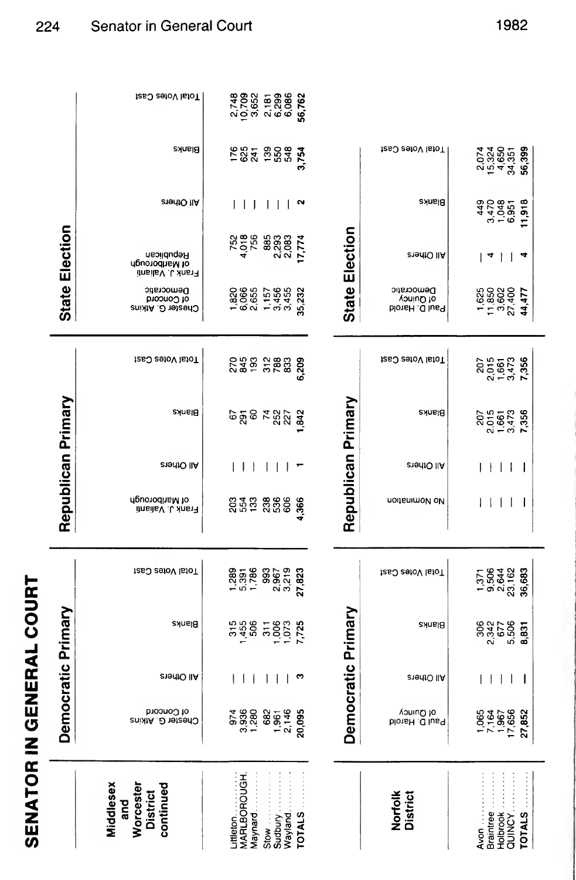# SENATOR IN GENERAL COURT

| Middlesex and Worcester District continued | Democratic Primary | | | | Republican Primary | | | | State Election | | | | |
|---|---|---|---|---|---|---|---|---|---|---|---|---|---|
| | Chester G. Atkins of Concord | All Others | Blanks | Total Votes Cast | Frank J. Valianti of Marlborough | All Others | Blanks | Total Votes Cast | Chester G. Atkins of Concord Democratic | Frank J. Valianti of Marlborough Republican | All Others | Blanks | Total Votes Cast |
| Littleton | 974 | — | 315 | 1,289 | 203 | — | 67 | 270 | 1,820 | 752 | — | 176 | 2,748 |
| MARLBOROUGH | 3,936 | — | 1,455 | 5,391 | 554 | — | 291 | 845 | 6,066 | 4,018 | — | 625 | 10,709 |
| Maynard | 1,280 | — | 506 | 1,786 | 133 | — | 60 | 193 | 2,655 | 756 | — | 241 | 3,652 |
| Stow | 682 | — | 311 | 993 | 238 | — | 74 | 312 | 1,157 | 885 | — | 139 | 2,181 |
| Sudbury | 1,961 | — | 1,006 | 2,967 | 536 | — | 252 | 788 | 3,456 | 2,293 | — | 550 | 6,299 |
| Wayland | 2,146 | — | 1,073 | 3,219 | 606 | — | 227 | 833 | 3,455 | 2,083 | — | 548 | 6,086 |
| **TOTALS** | **20,095** | **3** | **7,725** | **27,823** | **4,366** | **1** | **1,842** | **6,209** | **35,232** | **17,774** | **2** | **3,754** | **56,762** |

| Norfolk District | Democratic Primary | | | | Republican Primary | | | | State Election | | | |
|---|---|---|---|---|---|---|---|---|---|---|---|---|
| | Paul D. Harold of Quincy | All Others | Blanks | Total Votes Cast | No Nomination | All Others | Blanks | Total Votes Cast | Paul D. Harold of Quincy Democratic | All Others | Blanks | Total Votes Cast |
| Avon | 1,065 | — | 306 | 1,371 | — | — | 207 | 207 | 1,625 | — | 449 | 2,074 |
| Braintree | 7,164 | — | 2,342 | 9,506 | — | — | 2,015 | 2,015 | 11,850 | 4 | 3,470 | 15,324 |
| Holbrook | 1,967 | — | 677 | 2,644 | — | — | 1,661 | 1,661 | 3,602 | — | 1,048 | 4,650 |
| QUINCY | 17,656 | — | 5,506 | 23,162 | — | — | 3,473 | 3,473 | 27,400 | — | 6,951 | 34,351 |
| **TOTALS** | **27,852** | **—** | **8,831** | **36,683** | **—** | **—** | **7,356** | **7,356** | **44,477** | **4** | **11,918** | **56,399** |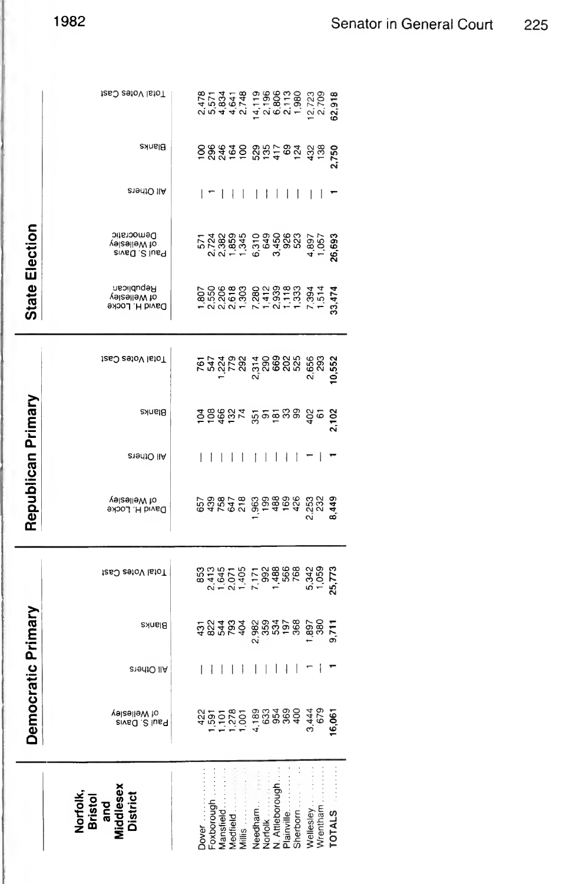## Senator in General Court

| Norfolk, Bristol and Middlesex District | Democratic Primary | | | | Republican Primary | | | | State Election | | | | |
|---|---|---|---|---|---|---|---|---|---|---|---|---|---|
| | Paul S. Davis of Wellesley | All Others | Blanks | Total Votes Cast | David H. Locke of Wellesley | All Others | Blanks | Total Votes Cast | David H. Locke of Wellesley Republican | Paul S. Davis of Wellesley Democratic | All Others | Blanks | Total Votes Cast |
| Dover | 422 | — | 431 | 853 | 657 | — | 104 | 761 | 1,807 | 571 | — | 100 | 2,478 |
| Foxborough | 1,591 | — | 822 | 2,413 | 439 | — | 108 | 547 | 2,550 | 2,724 | 1 | 296 | 5,571 |
| Mansfield | 1,101 | — | 544 | 1,645 | 758 | — | 466 | 1,224 | 2,206 | 2,382 | — | 246 | 4,834 |
| Medfield | 1,278 | — | 793 | 2,071 | 647 | — | 132 | 779 | 2,618 | 1,859 | — | 164 | 4,641 |
| Millis | 1,001 | — | 404 | 1,405 | 218 | — | 74 | 292 | 1,303 | 1,345 | — | 100 | 2,748 |
| Needham | 4,189 | — | 2,982 | 7,171 | 1,963 | — | 351 | 2,314 | 7,280 | 6,310 | — | 529 | 14,119 |
| Norfolk | 633 | — | 359 | 992 | 199 | — | 91 | 290 | 1,412 | 649 | — | 135 | 2,196 |
| N. Attleborough | 954 | — | 534 | 1,488 | 488 | — | 181 | 669 | 2,939 | 3,450 | — | 417 | 6,806 |
| Plainville | 369 | — | 197 | 566 | 169 | — | 33 | 202 | 1,118 | 926 | — | 69 | 2,113 |
| Sherborn | 400 | — | 368 | 768 | 426 | — | 99 | 525 | 1,333 | 523 | — | 124 | 1,980 |
| Wellesley | 3,444 | 1 | 1,897 | 5,342 | 2,253 | 1 | 402 | 2,656 | 7,394 | 4,897 | — | 432 | 12,723 |
| Wrentham | 679 | — | 380 | 1,059 | 232 | — | 61 | 293 | 1,514 | 1,057 | — | 138 | 2,709 |
| TOTALS | 16,061 | 1 | 9,711 | 25,773 | 8,449 | 1 | 2,102 | 10,552 | 33,474 | 26,693 | 1 | 2,750 | 62,918 |